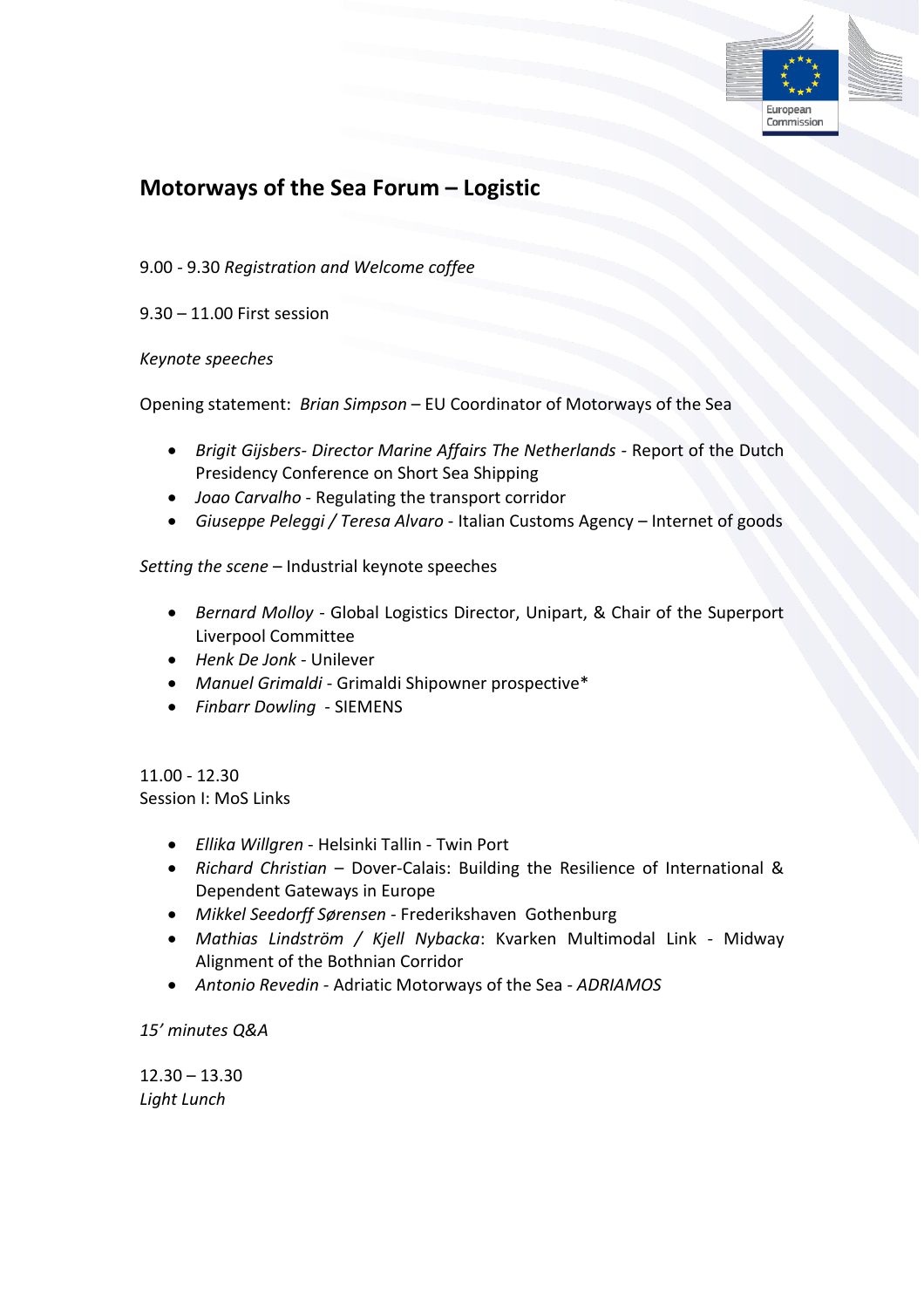# Motorways of the Sea Forum – Logistic

9.00 - 9.30 *Registration and Welcome coffee*

9.30 – 11.00 First session

*Keynote speeches*

Opening statement: *Brian Simpson* – EU Coordinator of Motorways of the Sea

- *Brigit Gijsbers- Director Marine Affairs The Netherlands* - Report of the Dutch Presidency Conference on Short Sea Shipping
- *Joao Carvalho* - Regulating the transport corridor
- *Giuseppe Peleggi / Teresa Alvaro* - Italian Customs Agency – Internet of goods

*Setting the scene* – Industrial keynote speeches

- *Bernard Molloy* - Global Logistics Director, Unipart, & Chair of the Superport Liverpool Committee
- *Henk De Jonk* - Unilever
- *Manuel Grimaldi* - Grimaldi Shipowner prospective*
- *Finbarr Dowling* - SIEMENS

11.00 - 12.30
Session I: MoS Links

- *Ellika Willgren* - Helsinki Tallin - Twin Port
- *Richard Christian* – Dover-Calais: Building the Resilience of International & Dependent Gateways in Europe
- *Mikkel Seedorff Sørensen* - Frederikshaven Gothenburg
- *Mathias Lindström / Kjell Nybacka*: Kvarken Multimodal Link - Midway Alignment of the Bothnian Corridor
- *Antonio Revedin* - Adriatic Motorways of the Sea - *ADRIAMOS*

*15' minutes Q&A*

12.30 – 13.30
*Light Lunch*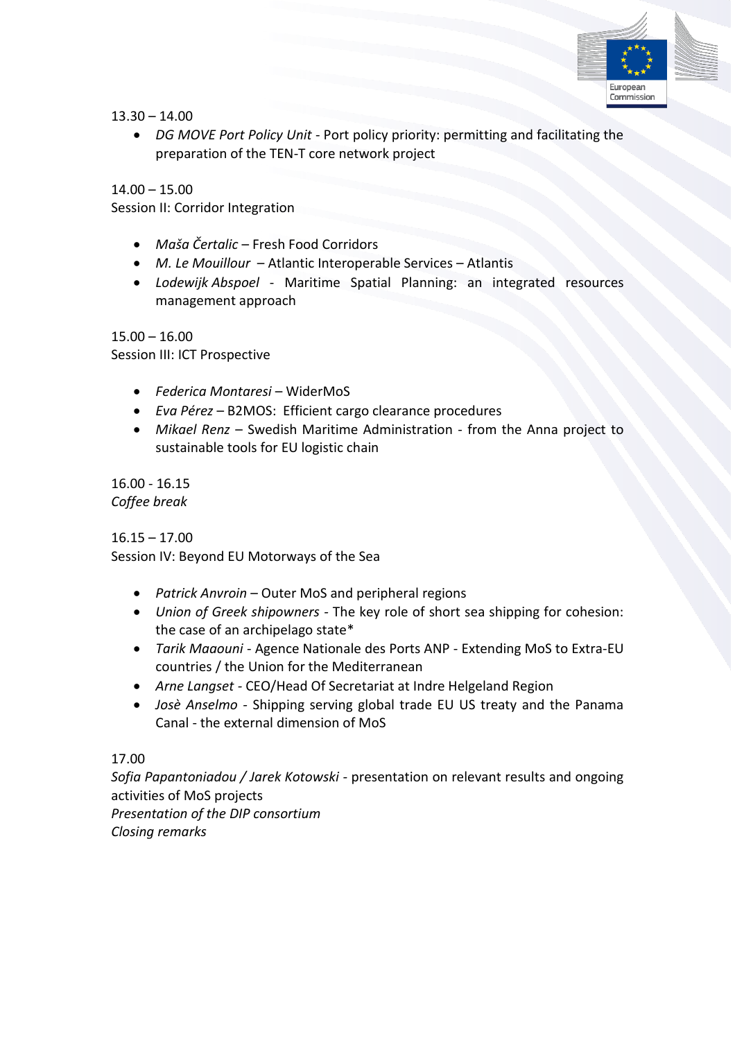13.30 – 14.00

- *DG MOVE Port Policy Unit* - Port policy priority: permitting and facilitating the preparation of the TEN-T core network project

14.00 – 15.00
Session II: Corridor Integration

- *Maša Čertalic* – Fresh Food Corridors
- *M. Le Mouillour* – Atlantic Interoperable Services – Atlantis
- *Lodewijk Abspoel* - Maritime Spatial Planning: an integrated resources management approach

15.00 – 16.00
Session III: ICT Prospective

- *Federica Montaresi* – WiderMoS
- *Eva Pérez* – B2MOS: Efficient cargo clearance procedures
- *Mikael Renz* – Swedish Maritime Administration - from the Anna project to sustainable tools for EU logistic chain

16.00 - 16.15
*Coffee break*

16.15 – 17.00
Session IV: Beyond EU Motorways of the Sea

- *Patrick Anvroin* – Outer MoS and peripheral regions
- *Union of Greek shipowners* - The key role of short sea shipping for cohesion: the case of an archipelago state*
- *Tarik Maaouni* - Agence Nationale des Ports ANP - Extending MoS to Extra-EU countries / the Union for the Mediterranean
- *Arne Langset* - CEO/Head Of Secretariat at Indre Helgeland Region
- *Josè Anselmo* - Shipping serving global trade EU US treaty and the Panama Canal - the external dimension of MoS

17.00
*Sofia Papantoniadou / Jarek Kotowski* - presentation on relevant results and ongoing activities of MoS projects
*Presentation of the DIP consortium*
*Closing remarks*